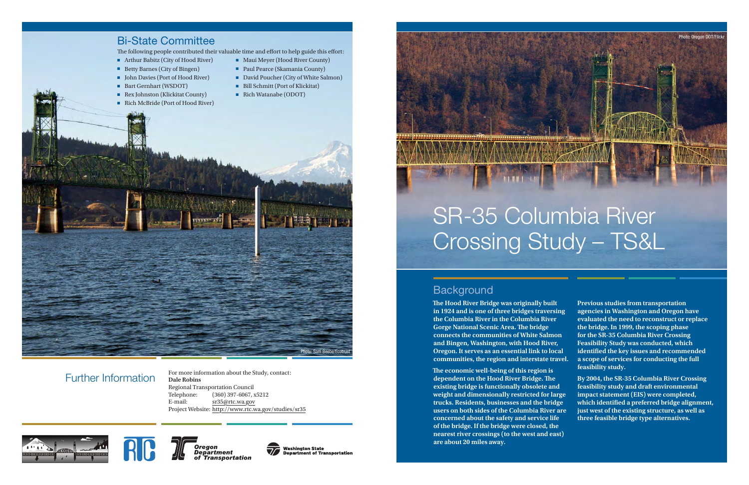# SR-35 Columbia River Crossing Study – TS&L

## Background

**The Hood River Bridge was originally built in 1924 and is one of three bridges traversing the Columbia River in the Columbia River Gorge National Scenic Area. The bridge connects the communities of White Salmon and Bingen, Washington, with Hood River, Oregon. It serves as an essential link to local communities, the region and interstate travel.**

**The economic well-being of this region is dependent on the Hood River Bridge. The existing bridge is functionally obsolete and weight and dimensionally restricted for large trucks. Residents, businesses and the bridge users on both sides of the Columbia River are concerned about the safety and service life of the bridge. If the bridge were closed, the nearest river crossings (to the west and east) are about 20 miles away.**

**Previous studies from transportation agencies in Washington and Oregon have evaluated the need to reconstruct or replace the bridge. In 1999, the scoping phase for the SR-35 Columbia River Crossing Feasibility Study was conducted, which identified the key issues and recommended a scope of services for conducting the full feasibility study.**

**By 2004, the SR-35 Columbia River Crossing feasibility study and draft environmental impact statement (EIS) were completed, which identified a preferred bridge alignment, just west of the existing structure, as well as three feasible bridge type alternatives.**

Photo: Oregon DOT/Flickr

## Bi-State Committee

The following people contributed their valuable time and effort to help guide this effort:

- Arthur Babitz (City of Hood River)
- Betty Barnes (City of Bingen)
- John Davies (Port of Hood River)
- Bart Gernhart (WSDOT)
- Rex Johnston (Klickitat County)
- Rich McBride (Port of Hood River)
- Maui Meyer (Hood River County)
- Paul Pearce (Skamania County)
- David Poucher (City of White Salmon)
- Bill Schmitt (Port of Klickitat)
- Rich Watanabe (ODOT)

Photo: Sam Beebe/Ecotrust

## Further Information

For more information about the Study, contact:
**Dale Robins**
Regional Transportation Council
Telephone: (360) 397-6067, x5212
E-mail: sr35@rtc.wa.gov
Project Website: http://www.rtc.wa.gov/studies/sr35

RTC · Oregon Department of Transportation · Washington State Department of Transportation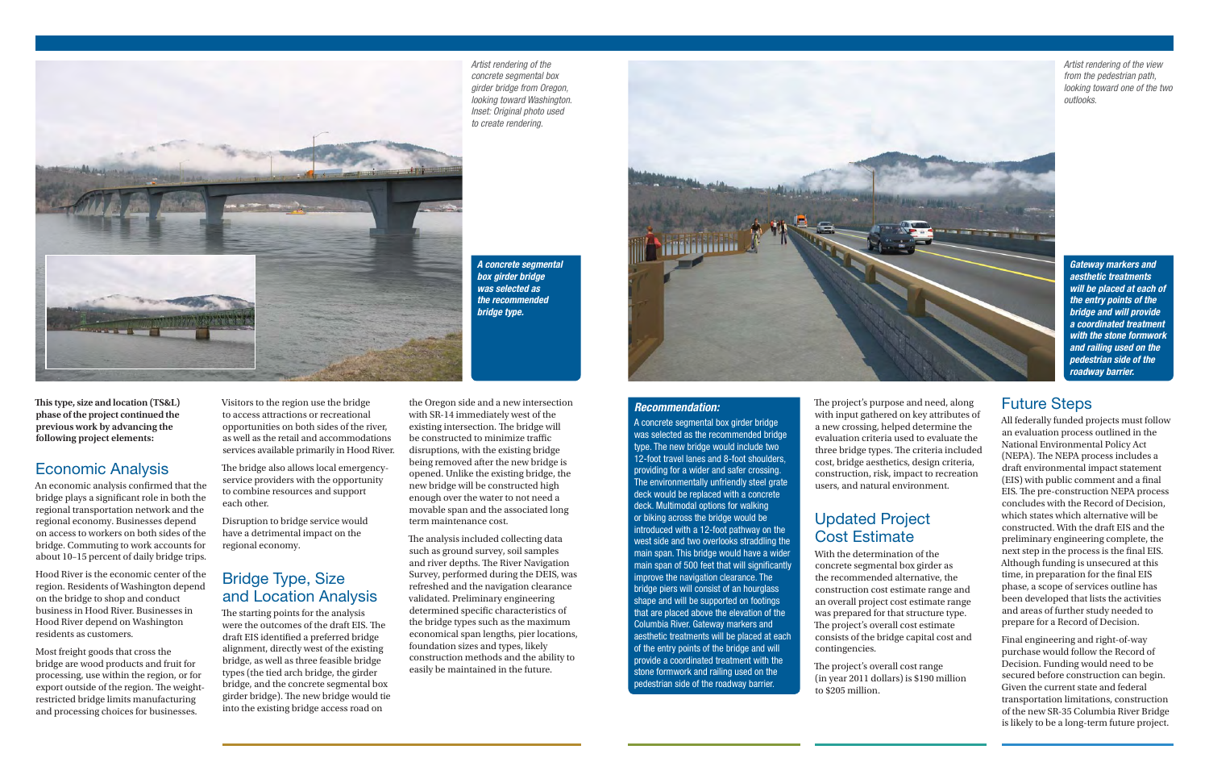*Artist rendering of the concrete segmental box girder bridge from Oregon, looking toward Washington. Inset: Original photo used to create rendering.*

***A concrete segmental box girder bridge was selected as the recommended bridge type.***

*Artist rendering of the view from the pedestrian path, looking toward one of the two outlooks.*

***Gateway markers and aesthetic treatments will be placed at each of the entry points of the bridge and will provide a coordinated treatment with the stone formwork and railing used on the pedestrian side of the roadway barrier.***

**This type, size and location (TS&L) phase of the project continued the previous work by advancing the following project elements:**

## Economic Analysis

An economic analysis confirmed that the bridge plays a significant role in both the regional transportation network and the regional economy. Businesses depend on access to workers on both sides of the bridge. Commuting to work accounts for about 10–15 percent of daily bridge trips.

Hood River is the economic center of the region. Residents of Washington depend on the bridge to shop and conduct business in Hood River. Businesses in Hood River depend on Washington residents as customers.

Most freight goods that cross the bridge are wood products and fruit for processing, use within the region, or for export outside of the region. The weight-restricted bridge limits manufacturing and processing choices for businesses.

Visitors to the region use the bridge to access attractions or recreational opportunities on both sides of the river, as well as the retail and accommodations services available primarily in Hood River.

The bridge also allows local emergency-service providers with the opportunity to combine resources and support each other.

Disruption to bridge service would have a detrimental impact on the regional economy.

## Bridge Type, Size and Location Analysis

The starting points for the analysis were the outcomes of the draft EIS. The draft EIS identified a preferred bridge alignment, directly west of the existing bridge, as well as three feasible bridge types (the tied arch bridge, the girder bridge, and the concrete segmental box girder bridge). The new bridge would tie into the existing bridge access road on the Oregon side and a new intersection with SR-14 immediately west of the existing intersection. The bridge will be constructed to minimize traffic disruptions, with the existing bridge being removed after the new bridge is opened. Unlike the existing bridge, the new bridge will be constructed high enough over the water to not need a movable span and the associated long term maintenance cost.

The analysis included collecting data such as ground survey, soil samples and river depths. The River Navigation Survey, performed during the DEIS, was refreshed and the navigation clearance validated. Preliminary engineering determined specific characteristics of the bridge types such as the maximum economical span lengths, pier locations, foundation sizes and types, likely construction methods and the ability to easily be maintained in the future.

***Recommendation:***

A concrete segmental box girder bridge was selected as the recommended bridge type. The new bridge would include two 12-foot travel lanes and 8-foot shoulders, providing for a wider and safer crossing. The environmentally unfriendly steel grate deck would be replaced with a concrete deck. Multimodal options for walking or biking across the bridge would be introduced with a 12-foot pathway on the west side and two overlooks straddling the main span. This bridge would have a wider main span of 500 feet that will significantly improve the navigation clearance. The bridge piers will consist of an hourglass shape and will be supported on footings that are placed above the elevation of the Columbia River. Gateway markers and aesthetic treatments will be placed at each of the entry points of the bridge and will provide a coordinated treatment with the stone formwork and railing used on the pedestrian side of the roadway barrier.

The project's purpose and need, along with input gathered on key attributes of a new crossing, helped determine the evaluation criteria used to evaluate the three bridge types. The criteria included cost, bridge aesthetics, design criteria, construction, risk, impact to recreation users, and natural environment.

## Updated Project Cost Estimate

With the determination of the concrete segmental box girder as the recommended alternative, the construction cost estimate range and an overall project cost estimate range was prepared for that structure type. The project's overall cost estimate consists of the bridge capital cost and contingencies.

The project's overall cost range (in year 2011 dollars) is $190 million to $205 million.

## Future Steps

All federally funded projects must follow an evaluation process outlined in the National Environmental Policy Act (NEPA). The NEPA process includes a draft environmental impact statement (EIS) with public comment and a final EIS. The pre-construction NEPA process concludes with the Record of Decision, which states which alternative will be constructed. With the draft EIS and the preliminary engineering complete, the next step in the process is the final EIS. Although funding is unsecured at this time, in preparation for the final EIS phase, a scope of services outline has been developed that lists the activities and areas of further study needed to prepare for a Record of Decision.

Final engineering and right-of-way purchase would follow the Record of Decision. Funding would need to be secured before construction can begin. Given the current state and federal transportation limitations, construction of the new SR-35 Columbia River Bridge is likely to be a long-term future project.